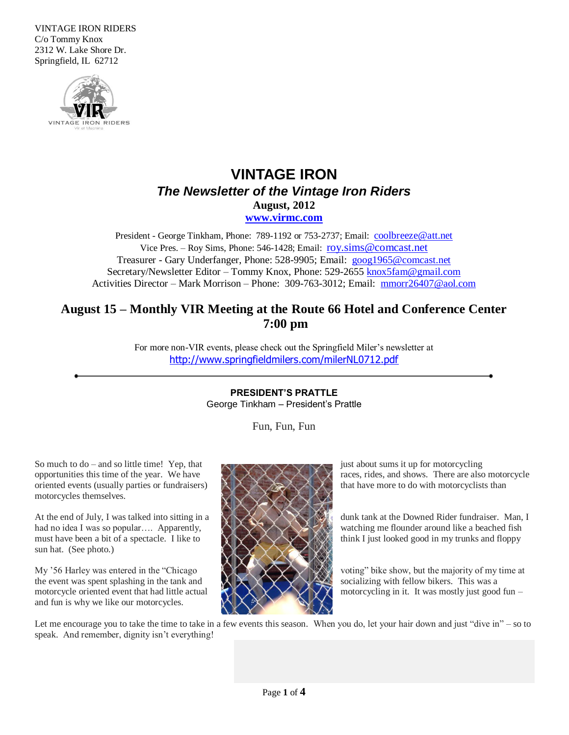VINTAGE IRON RIDERS
C/o Tommy Knox
2312 W. Lake Shore Dr.
Springfield, IL 62712

# VINTAGE IRON

## *The Newsletter of the Vintage Iron Riders*

**August, 2012**

**www.virmc.com**

President - George Tinkham, Phone: 789-1192 or 753-2737; Email: coolbreeze@att.net
Vice Pres. – Roy Sims, Phone: 546-1428; Email: roy.sims@comcast.net
Treasurer - Gary Underfanger, Phone: 528-9905; Email: goog1965@comcast.net
Secretary/Newsletter Editor – Tommy Knox, Phone: 529-2655 knox5fam@gmail.com
Activities Director – Mark Morrison – Phone: 309-763-3012; Email: mmorr26407@aol.com

## August 15 – Monthly VIR Meeting at the Route 66 Hotel and Conference Center 7:00 pm

For more non-VIR events, please check out the Springfield Miler's newsletter at http://www.springfieldmilers.com/milerNL0712.pdf

---

### PRESIDENT'S PRATTLE

George Tinkham – President's Prattle

Fun, Fun, Fun

So much to do – and so little time! Yep, that just about sums it up for motorcycling opportunities this time of the year. We have races, rides, and shows. There are also motorcycle oriented events (usually parties or fundraisers) that have more to do with motorcyclists than motorcycles themselves.

At the end of July, I was talked into sitting in a dunk tank at the Downed Rider fundraiser. Man, I had no idea I was so popular…. Apparently, watching me flounder around like a beached fish must have been a bit of a spectacle. I like to think I just looked good in my trunks and floppy sun hat. (See photo.)

My '56 Harley was entered in the "Chicago voting" bike show, but the majority of my time at the event was spent splashing in the tank and socializing with fellow bikers. This was a motorcycle oriented event that had little actual motorcycling in it. It was mostly just good fun – and fun is why we like our motorcycles.

Let me encourage you to take the time to take in a few events this season. When you do, let your hair down and just "dive in" – so to speak. And remember, dignity isn't everything!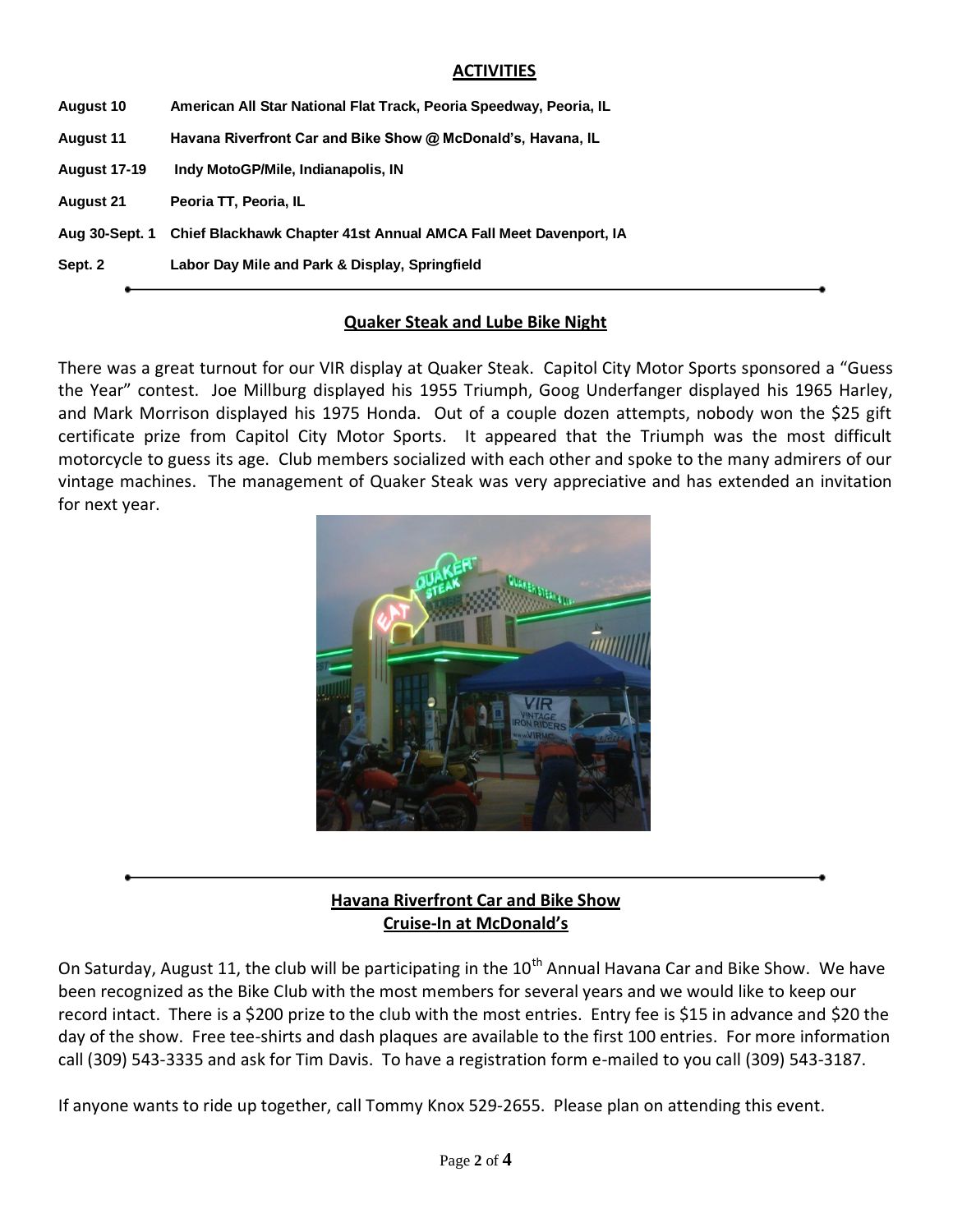## ACTIVITIES

| | |
|---|---|
| **August 10** | **American All Star National Flat Track, Peoria Speedway, Peoria, IL** |
| **August 11** | **Havana Riverfront Car and Bike Show @ McDonald's, Havana, IL** |
| **August 17-19** | **Indy MotoGP/Mile, Indianapolis, IN** |
| **August 21** | **Peoria TT, Peoria, IL** |
| **Aug 30-Sept. 1** | **Chief Blackhawk Chapter 41st Annual AMCA Fall Meet Davenport, IA** |
| **Sept. 2** | **Labor Day Mile and Park & Display, Springfield** |

## Quaker Steak and Lube Bike Night

There was a great turnout for our VIR display at Quaker Steak. Capitol City Motor Sports sponsored a "Guess the Year" contest. Joe Millburg displayed his 1955 Triumph, Goog Underfanger displayed his 1965 Harley, and Mark Morrison displayed his 1975 Honda. Out of a couple dozen attempts, nobody won the $25 gift certificate prize from Capitol City Motor Sports. It appeared that the Triumph was the most difficult motorcycle to guess its age. Club members socialized with each other and spoke to the many admirers of our vintage machines. The management of Quaker Steak was very appreciative and has extended an invitation for next year.

## Havana Riverfront Car and Bike Show
## Cruise-In at McDonald's

On Saturday, August 11, the club will be participating in the 10th Annual Havana Car and Bike Show. We have been recognized as the Bike Club with the most members for several years and we would like to keep our record intact. There is a $200 prize to the club with the most entries. Entry fee is $15 in advance and $20 the day of the show. Free tee-shirts and dash plaques are available to the first 100 entries. For more information call (309) 543-3335 and ask for Tim Davis. To have a registration form e-mailed to you call (309) 543-3187.

If anyone wants to ride up together, call Tommy Knox 529-2655. Please plan on attending this event.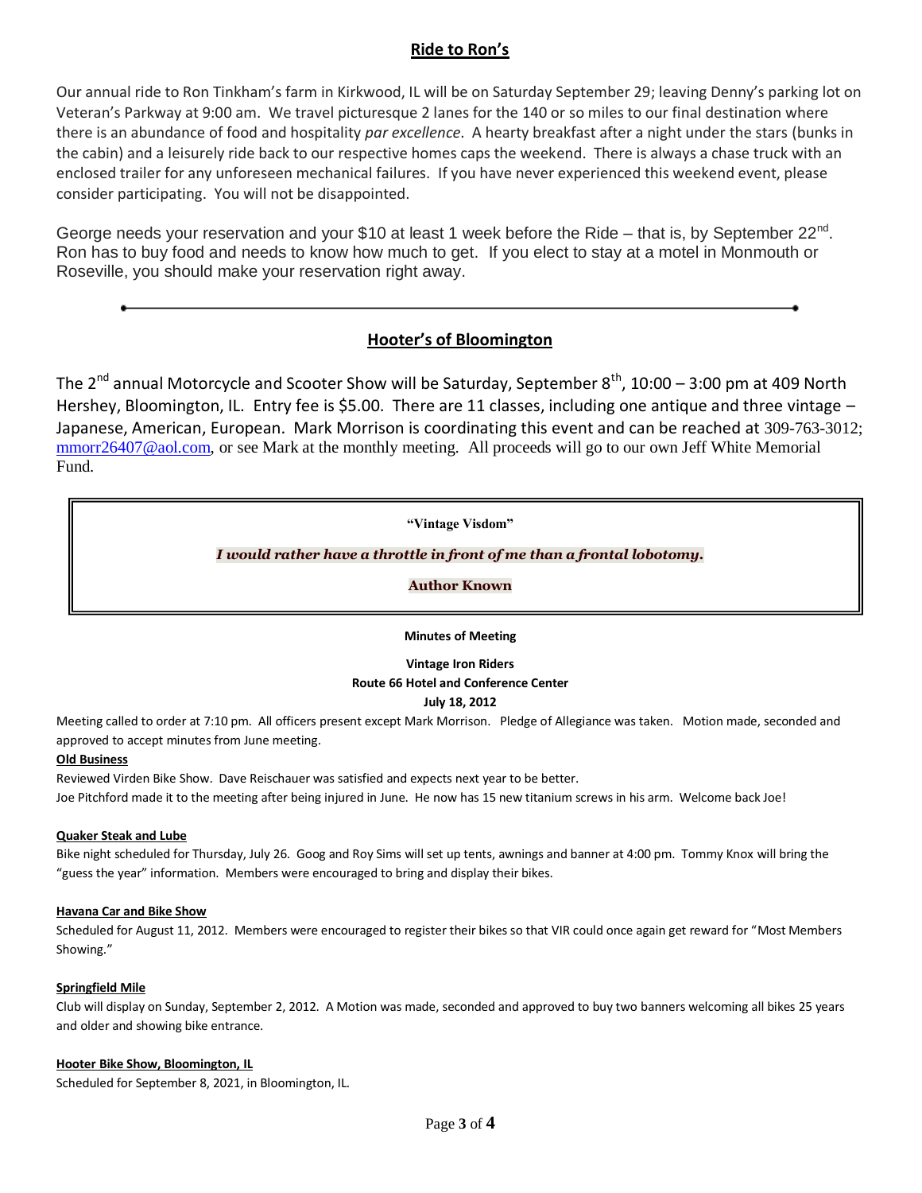## Ride to Ron's

Our annual ride to Ron Tinkham's farm in Kirkwood, IL will be on Saturday September 29; leaving Denny's parking lot on Veteran's Parkway at 9:00 am. We travel picturesque 2 lanes for the 140 or so miles to our final destination where there is an abundance of food and hospitality *par excellence*. A hearty breakfast after a night under the stars (bunks in the cabin) and a leisurely ride back to our respective homes caps the weekend. There is always a chase truck with an enclosed trailer for any unforeseen mechanical failures. If you have never experienced this weekend event, please consider participating. You will not be disappointed.

George needs your reservation and your $10 at least 1 week before the Ride – that is, by September 22nd. Ron has to buy food and needs to know how much to get. If you elect to stay at a motel in Monmouth or Roseville, you should make your reservation right away.

---

## Hooter's of Bloomington

The 2nd annual Motorcycle and Scooter Show will be Saturday, September 8th, 10:00 – 3:00 pm at 409 North Hershey, Bloomington, IL. Entry fee is $5.00. There are 11 classes, including one antique and three vintage – Japanese, American, European. Mark Morrison is coordinating this event and can be reached at 309-763-3012; mmorr26407@aol.com, or see Mark at the monthly meeting. All proceeds will go to our own Jeff White Memorial Fund.

> **"Vintage Visdom"**
>
> ***I would rather have a throttle in front of me than a frontal lobotomy.***
>
> **Author Known**

**Minutes of Meeting**

**Vintage Iron Riders**
**Route 66 Hotel and Conference Center**
**July 18, 2012**

Meeting called to order at 7:10 pm. All officers present except Mark Morrison. Pledge of Allegiance was taken. Motion made, seconded and approved to accept minutes from June meeting.

**Old Business**

Reviewed Virden Bike Show. Dave Reischauer was satisfied and expects next year to be better.

Joe Pitchford made it to the meeting after being injured in June. He now has 15 new titanium screws in his arm. Welcome back Joe!

**Quaker Steak and Lube**

Bike night scheduled for Thursday, July 26. Goog and Roy Sims will set up tents, awnings and banner at 4:00 pm. Tommy Knox will bring the "guess the year" information. Members were encouraged to bring and display their bikes.

**Havana Car and Bike Show**

Scheduled for August 11, 2012. Members were encouraged to register their bikes so that VIR could once again get reward for "Most Members Showing."

**Springfield Mile**

Club will display on Sunday, September 2, 2012. A Motion was made, seconded and approved to buy two banners welcoming all bikes 25 years and older and showing bike entrance.

**Hooter Bike Show, Bloomington, IL**

Scheduled for September 8, 2021, in Bloomington, IL.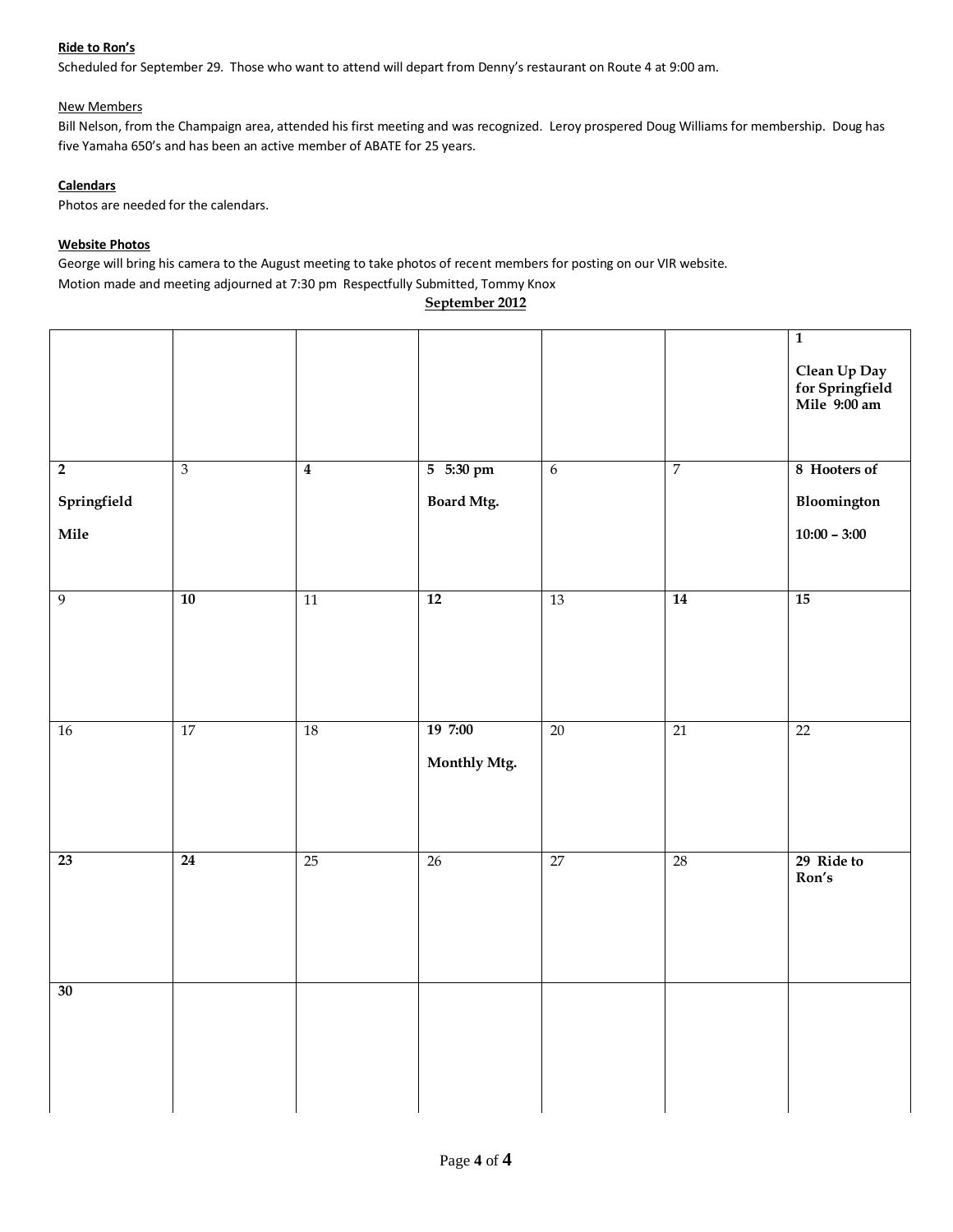**Ride to Ron's**

Scheduled for September 29. Those who want to attend will depart from Denny's restaurant on Route 4 at 9:00 am.

New Members

Bill Nelson, from the Champaign area, attended his first meeting and was recognized. Leroy prospered Doug Williams for membership. Doug has five Yamaha 650's and has been an active member of ABATE for 25 years.

**Calendars**

Photos are needed for the calendars.

**Website Photos**

George will bring his camera to the August meeting to take photos of recent members for posting on our VIR website.

Motion made and meeting adjourned at 7:30 pm Respectfully Submitted, Tommy Knox

**September 2012**

| | | | | | | |
|---|---|---|---|---|---|---|
| | | | | | | **1** **Clean Up Day for Springfield Mile 9:00 am** |
| **2** **Springfield Mile** | 3 | **4** | **5 5:30 pm** **Board Mtg.** | 6 | 7 | **8 Hooters of Bloomington 10:00 – 3:00** |
| 9 | **10** | 11 | **12** | 13 | **14** | **15** |
| 16 | 17 | 18 | **19 7:00** **Monthly Mtg.** | 20 | 21 | 22 |
| **23** | **24** | 25 | 26 | 27 | 28 | **29 Ride to Ron's** |
| **30** | | | | | | |